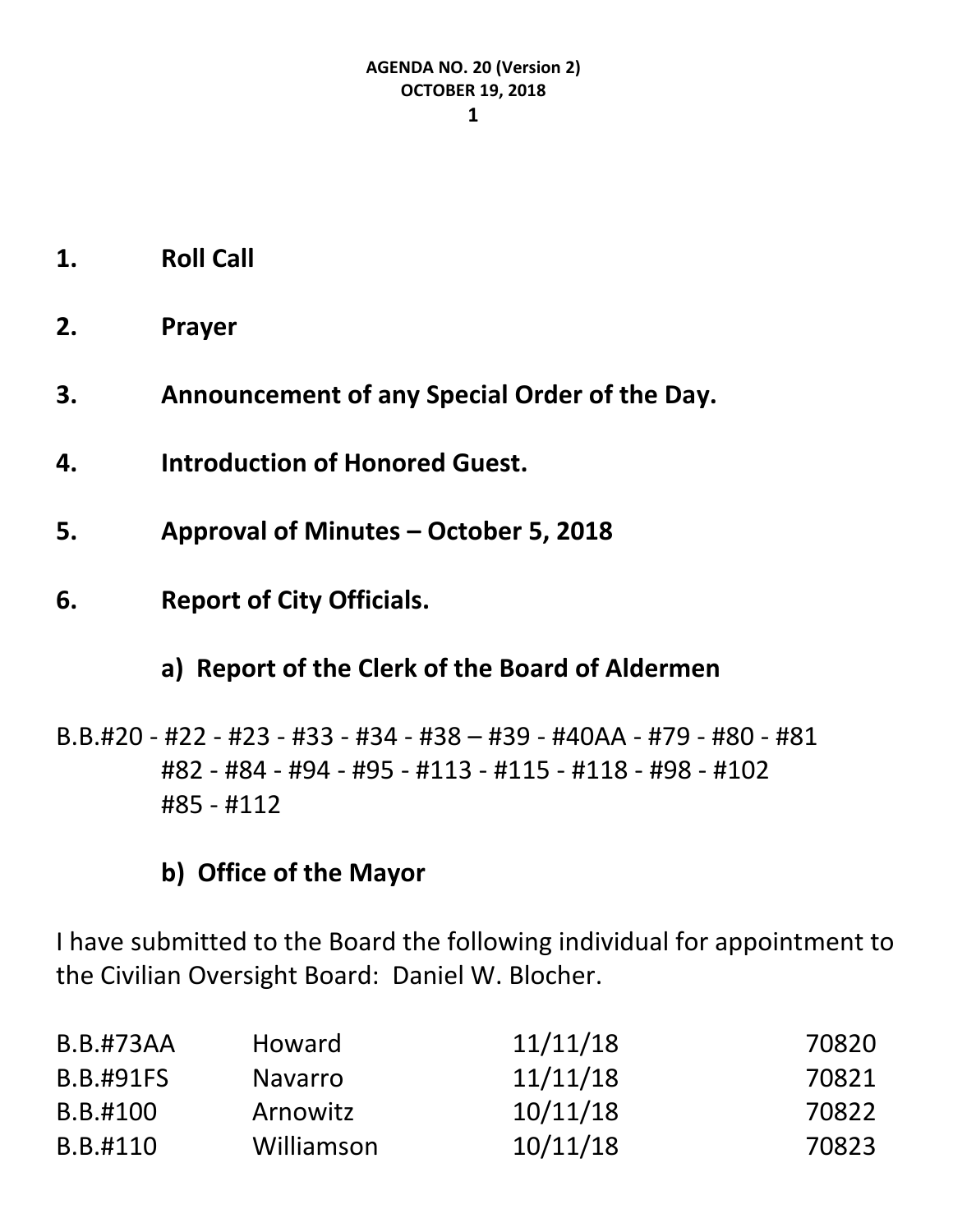**AGENDA NO. 20 (Version 2)**
**OCTOBER 19, 2018**

1. **Roll Call**

2. **Prayer**

3. **Announcement of any Special Order of the Day.**

4. **Introduction of Honored Guest.**

5. **Approval of Minutes – October 5, 2018**

6. **Report of City Officials.**

   **a) Report of the Clerk of the Board of Aldermen**

B.B.#20 - #22 - #23 - #33 - #34 - #38 – #39 - #40AA - #79 - #80 - #81
#82 - #84 - #94 - #95 - #113 - #115 - #118 - #98 - #102
#85 - #112

   **b) Office of the Mayor**

I have submitted to the Board the following individual for appointment to the Civilian Oversight Board: Daniel W. Blocher.

| | | | |
|---|---|---|---|
| B.B.#73AA | Howard | 11/11/18 | 70820 |
| B.B.#91FS | Navarro | 11/11/18 | 70821 |
| B.B.#100 | Arnowitz | 10/11/18 | 70822 |
| B.B.#110 | Williamson | 10/11/18 | 70823 |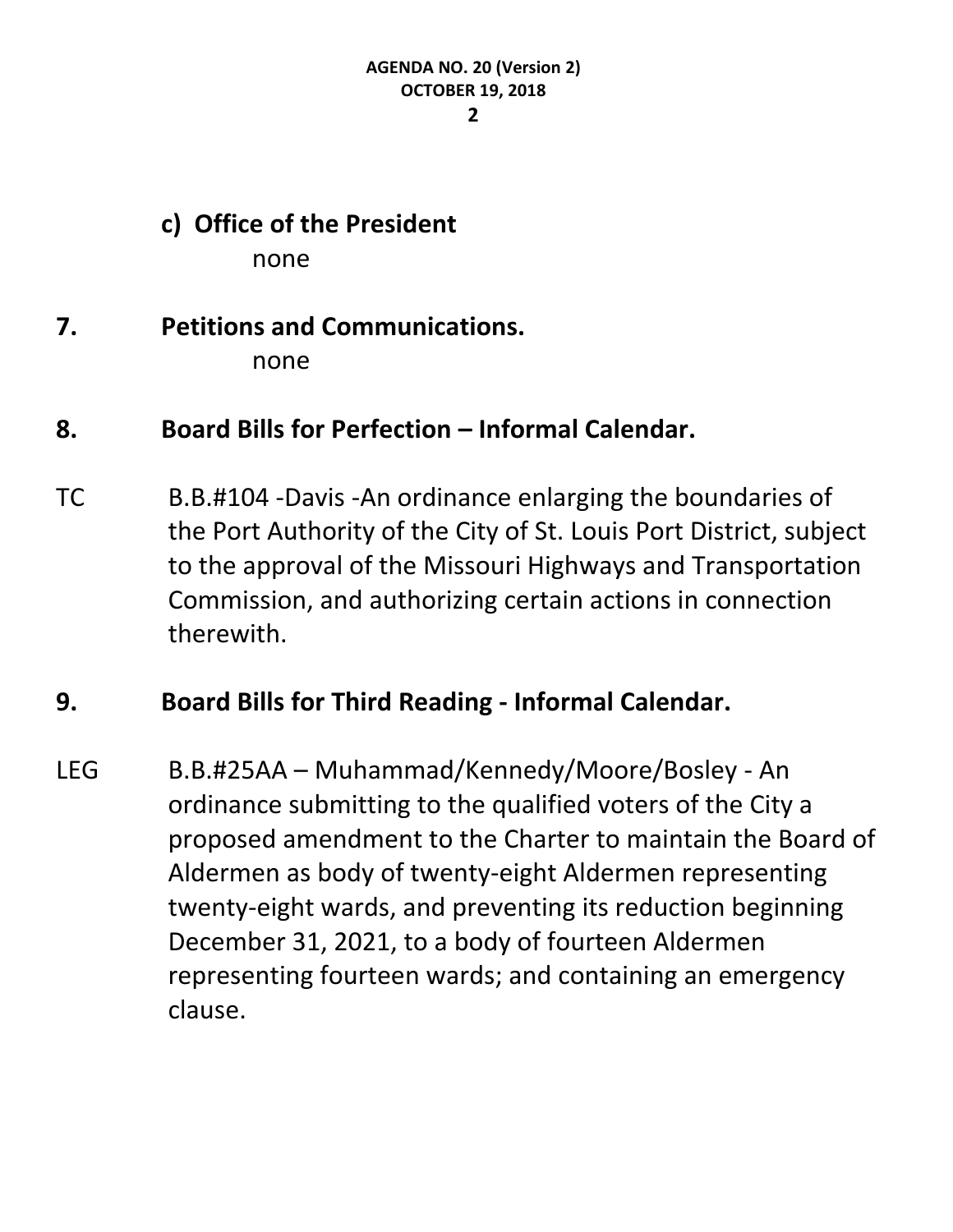**c) Office of the President**

none

## 7. Petitions and Communications.

none

## 8. Board Bills for Perfection – Informal Calendar.

TC B.B.#104 -Davis -An ordinance enlarging the boundaries of the Port Authority of the City of St. Louis Port District, subject to the approval of the Missouri Highways and Transportation Commission, and authorizing certain actions in connection therewith.

## 9. Board Bills for Third Reading - Informal Calendar.

LEG B.B.#25AA – Muhammad/Kennedy/Moore/Bosley - An ordinance submitting to the qualified voters of the City a proposed amendment to the Charter to maintain the Board of Aldermen as body of twenty-eight Aldermen representing twenty-eight wards, and preventing its reduction beginning December 31, 2021, to a body of fourteen Aldermen representing fourteen wards; and containing an emergency clause.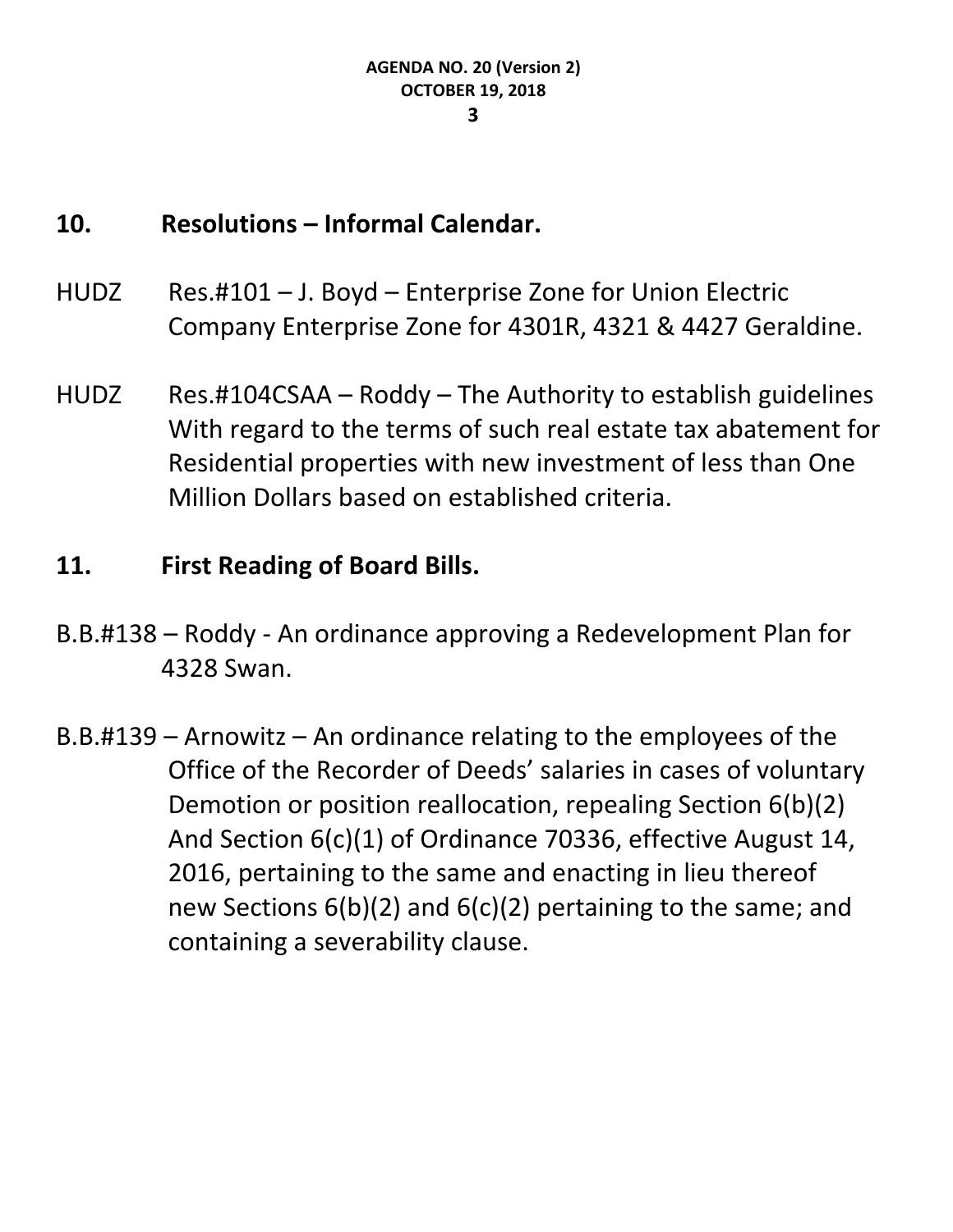## 10. Resolutions – Informal Calendar.

HUDZ Res.#101 – J. Boyd – Enterprise Zone for Union Electric Company Enterprise Zone for 4301R, 4321 & 4427 Geraldine.

HUDZ Res.#104CSAA – Roddy – The Authority to establish guidelines With regard to the terms of such real estate tax abatement for Residential properties with new investment of less than One Million Dollars based on established criteria.

## 11. First Reading of Board Bills.

B.B.#138 – Roddy - An ordinance approving a Redevelopment Plan for 4328 Swan.

B.B.#139 – Arnowitz – An ordinance relating to the employees of the Office of the Recorder of Deeds' salaries in cases of voluntary Demotion or position reallocation, repealing Section 6(b)(2) And Section 6(c)(1) of Ordinance 70336, effective August 14, 2016, pertaining to the same and enacting in lieu thereof new Sections 6(b)(2) and 6(c)(2) pertaining to the same; and containing a severability clause.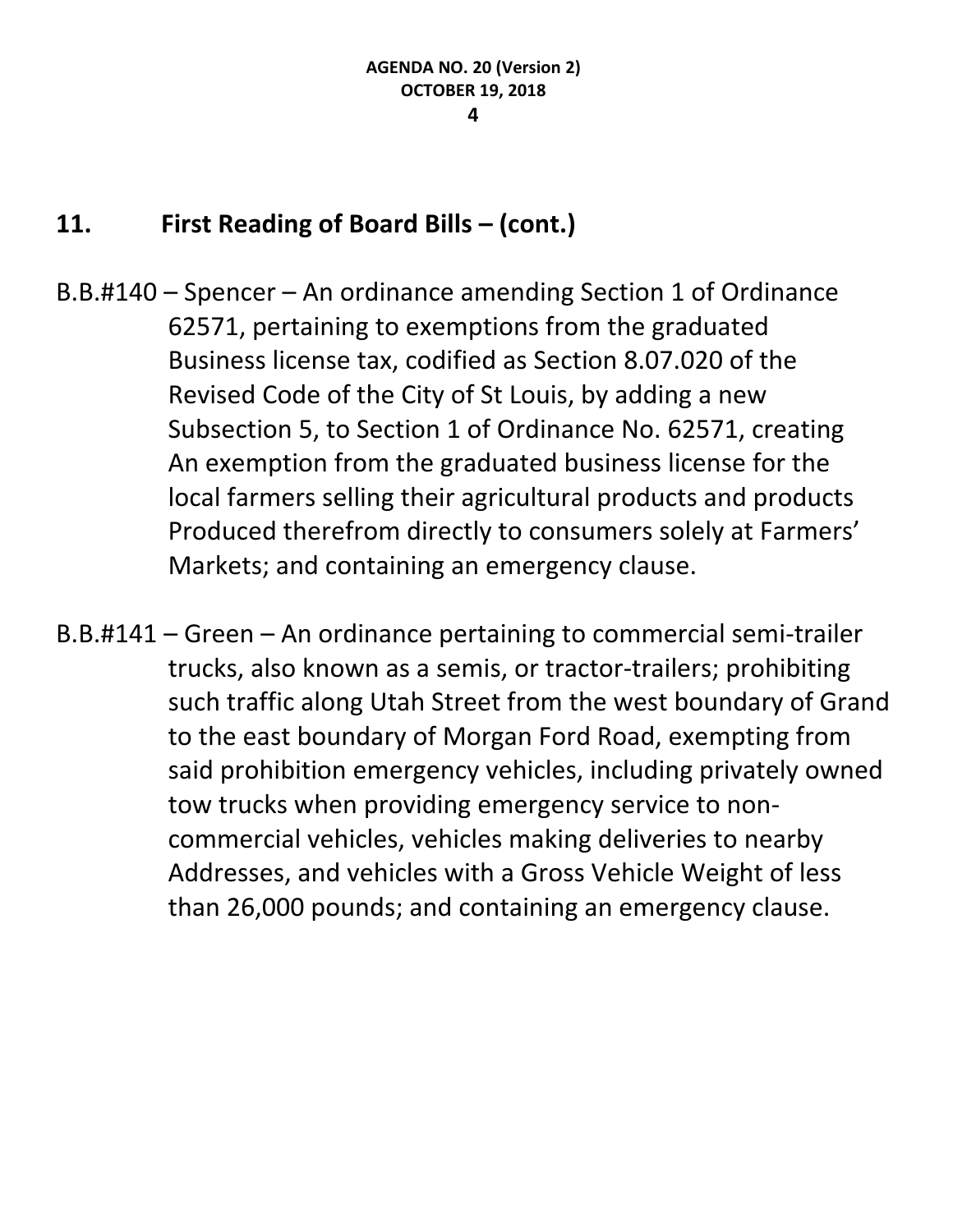## 11. First Reading of Board Bills – (cont.)

B.B.#140 – Spencer – An ordinance amending Section 1 of Ordinance 62571, pertaining to exemptions from the graduated Business license tax, codified as Section 8.07.020 of the Revised Code of the City of St Louis, by adding a new Subsection 5, to Section 1 of Ordinance No. 62571, creating An exemption from the graduated business license for the local farmers selling their agricultural products and products Produced therefrom directly to consumers solely at Farmers' Markets; and containing an emergency clause.

B.B.#141 – Green – An ordinance pertaining to commercial semi-trailer trucks, also known as a semis, or tractor-trailers; prohibiting such traffic along Utah Street from the west boundary of Grand to the east boundary of Morgan Ford Road, exempting from said prohibition emergency vehicles, including privately owned tow trucks when providing emergency service to non-commercial vehicles, vehicles making deliveries to nearby Addresses, and vehicles with a Gross Vehicle Weight of less than 26,000 pounds; and containing an emergency clause.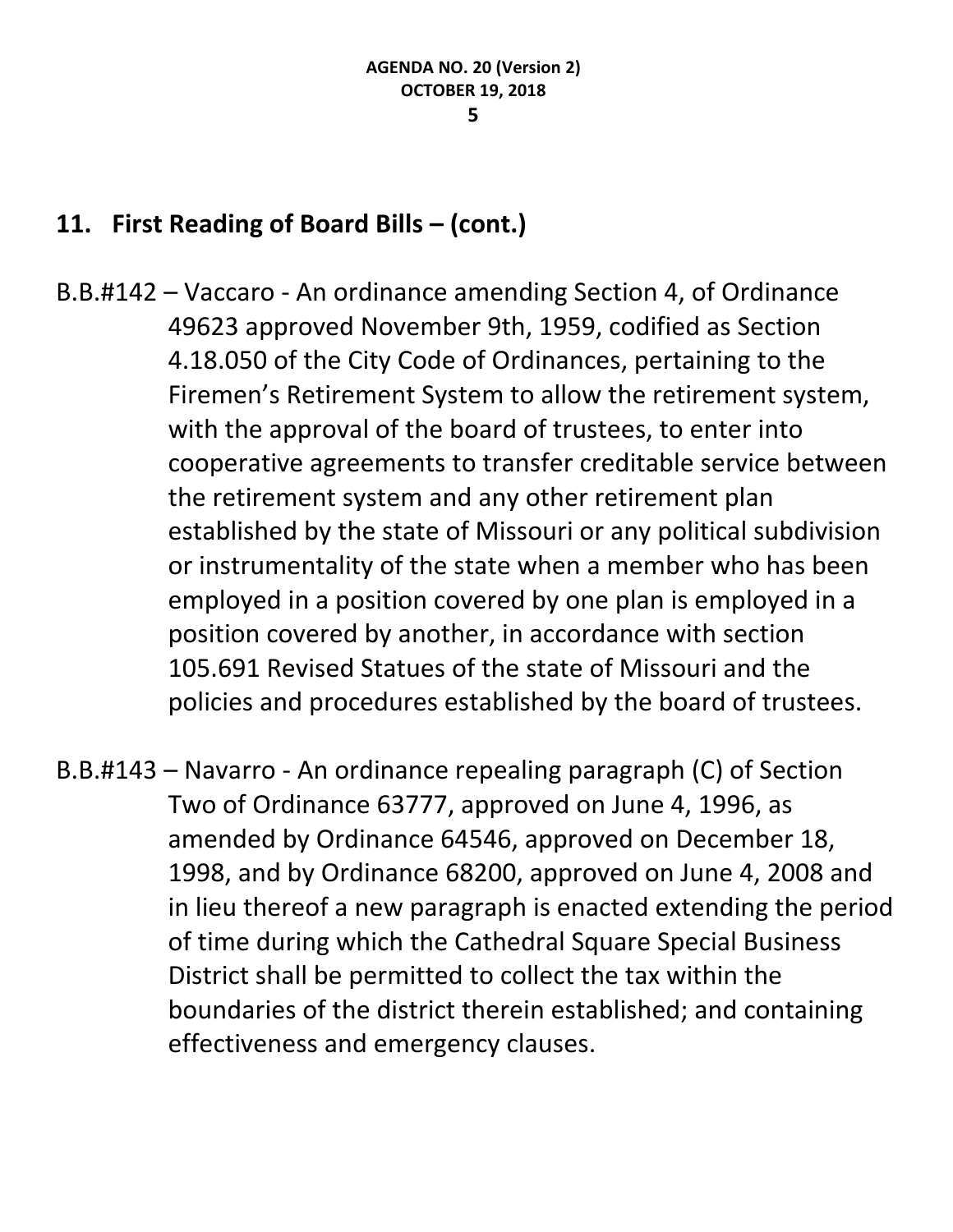## 11. First Reading of Board Bills – (cont.)

B.B.#142 – Vaccaro - An ordinance amending Section 4, of Ordinance 49623 approved November 9th, 1959, codified as Section 4.18.050 of the City Code of Ordinances, pertaining to the Firemen's Retirement System to allow the retirement system, with the approval of the board of trustees, to enter into cooperative agreements to transfer creditable service between the retirement system and any other retirement plan established by the state of Missouri or any political subdivision or instrumentality of the state when a member who has been employed in a position covered by one plan is employed in a position covered by another, in accordance with section 105.691 Revised Statues of the state of Missouri and the policies and procedures established by the board of trustees.

B.B.#143 – Navarro - An ordinance repealing paragraph (C) of Section Two of Ordinance 63777, approved on June 4, 1996, as amended by Ordinance 64546, approved on December 18, 1998, and by Ordinance 68200, approved on June 4, 2008 and in lieu thereof a new paragraph is enacted extending the period of time during which the Cathedral Square Special Business District shall be permitted to collect the tax within the boundaries of the district therein established; and containing effectiveness and emergency clauses.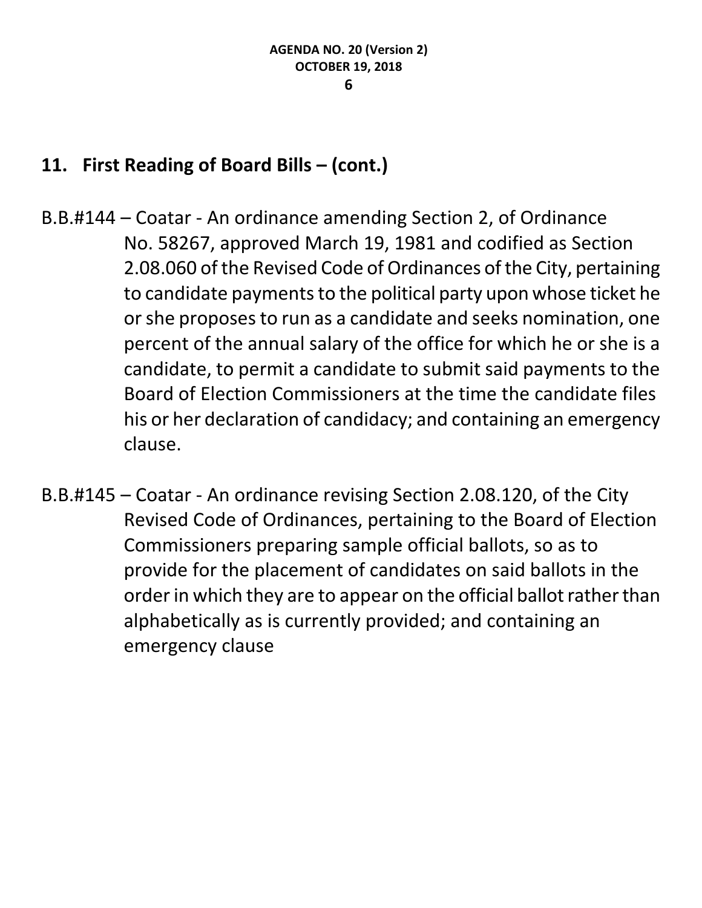## 11. First Reading of Board Bills – (cont.)

B.B.#144 – Coatar - An ordinance amending Section 2, of Ordinance No. 58267, approved March 19, 1981 and codified as Section 2.08.060 of the Revised Code of Ordinances of the City, pertaining to candidate payments to the political party upon whose ticket he or she proposes to run as a candidate and seeks nomination, one percent of the annual salary of the office for which he or she is a candidate, to permit a candidate to submit said payments to the Board of Election Commissioners at the time the candidate files his or her declaration of candidacy; and containing an emergency clause.

B.B.#145 – Coatar - An ordinance revising Section 2.08.120, of the City Revised Code of Ordinances, pertaining to the Board of Election Commissioners preparing sample official ballots, so as to provide for the placement of candidates on said ballots in the order in which they are to appear on the official ballot rather than alphabetically as is currently provided; and containing an emergency clause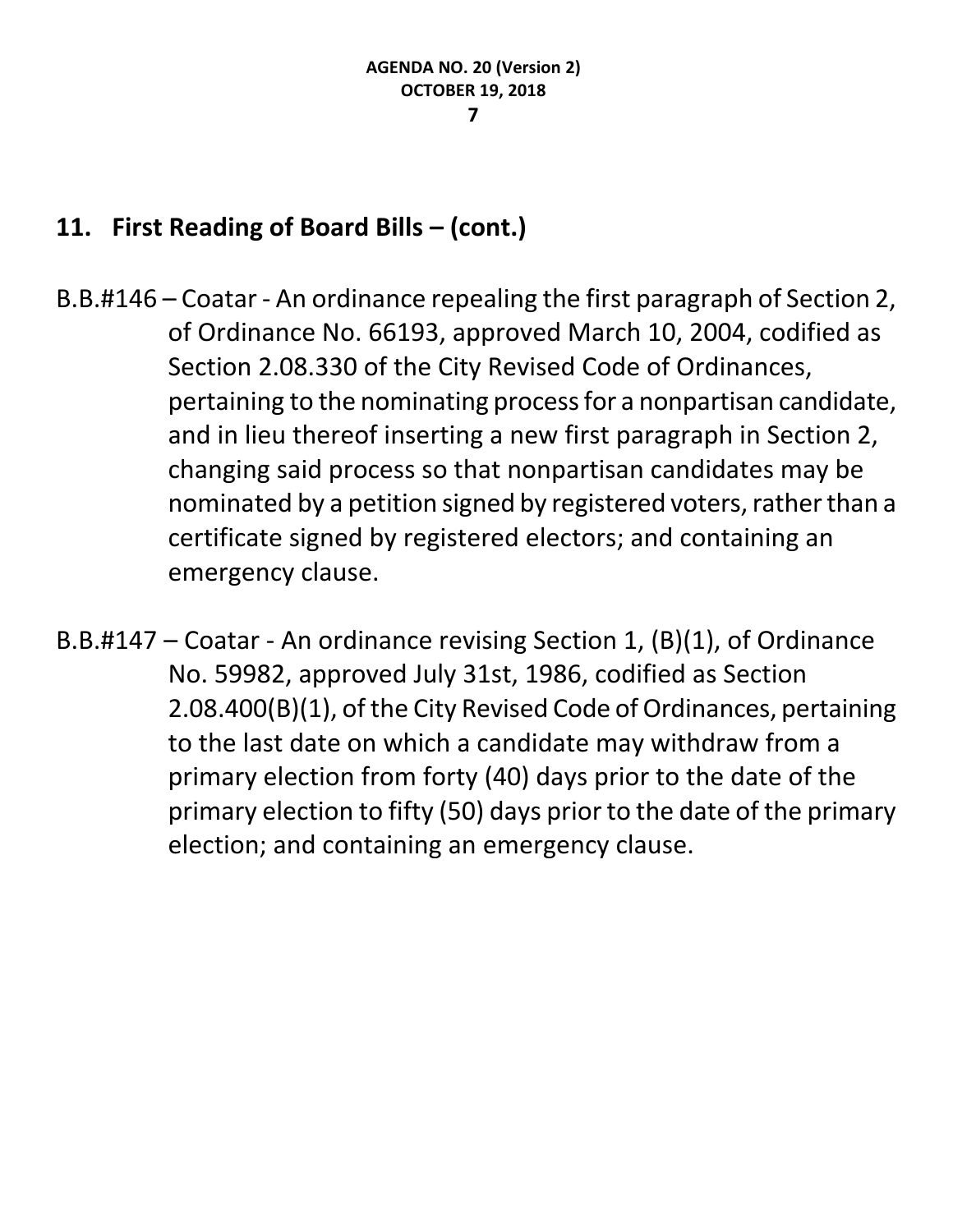## 11. First Reading of Board Bills – (cont.)

B.B.#146 – Coatar - An ordinance repealing the first paragraph of Section 2, of Ordinance No. 66193, approved March 10, 2004, codified as Section 2.08.330 of the City Revised Code of Ordinances, pertaining to the nominating process for a nonpartisan candidate, and in lieu thereof inserting a new first paragraph in Section 2, changing said process so that nonpartisan candidates may be nominated by a petition signed by registered voters, rather than a certificate signed by registered electors; and containing an emergency clause.

B.B.#147 – Coatar - An ordinance revising Section 1, (B)(1), of Ordinance No. 59982, approved July 31st, 1986, codified as Section 2.08.400(B)(1), of the City Revised Code of Ordinances, pertaining to the last date on which a candidate may withdraw from a primary election from forty (40) days prior to the date of the primary election to fifty (50) days prior to the date of the primary election; and containing an emergency clause.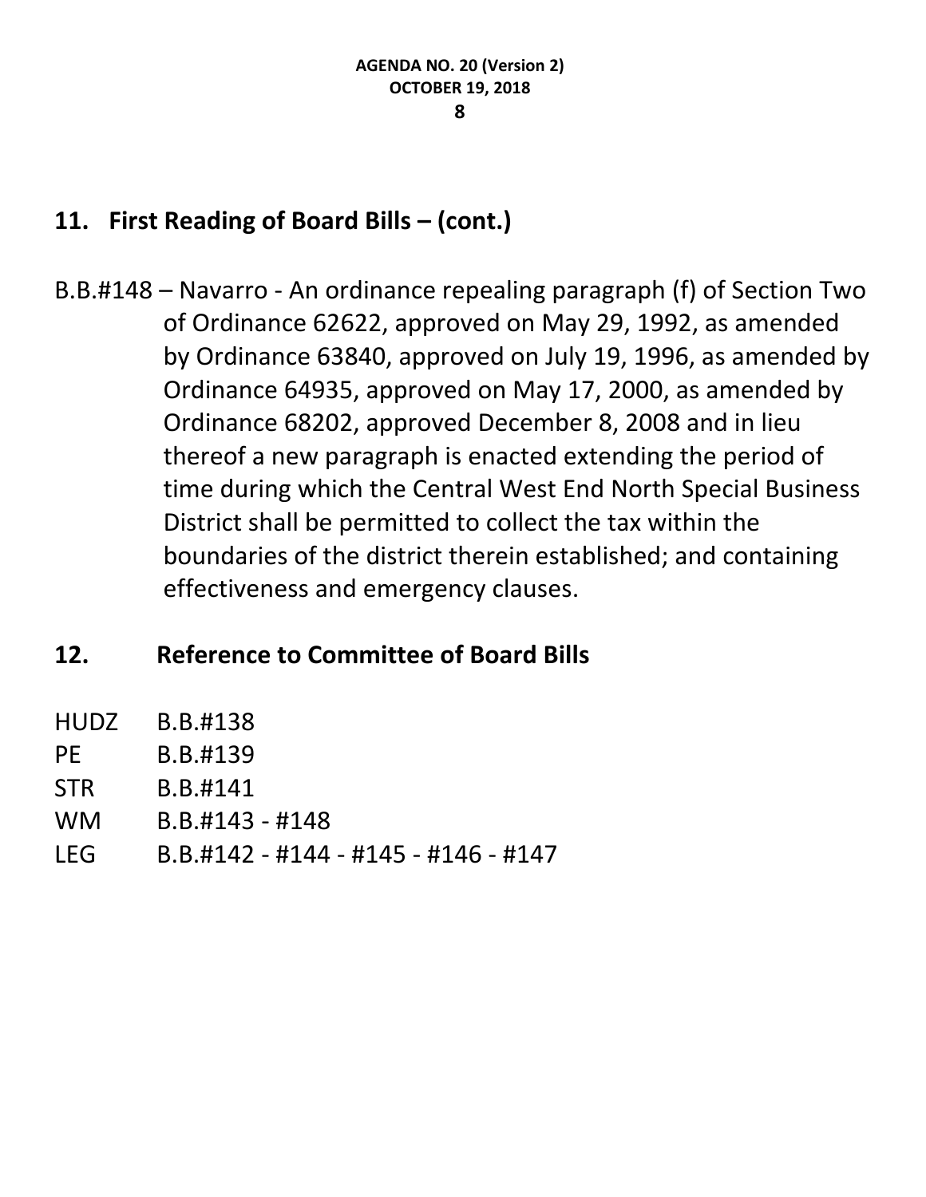## 11. First Reading of Board Bills – (cont.)

B.B.#148 – Navarro - An ordinance repealing paragraph (f) of Section Two of Ordinance 62622, approved on May 29, 1992, as amended by Ordinance 63840, approved on July 19, 1996, as amended by Ordinance 64935, approved on May 17, 2000, as amended by Ordinance 68202, approved December 8, 2008 and in lieu thereof a new paragraph is enacted extending the period of time during which the Central West End North Special Business District shall be permitted to collect the tax within the boundaries of the district therein established; and containing effectiveness and emergency clauses.

## 12. Reference to Committee of Board Bills

| | |
|---|---|
| HUDZ | B.B.#138 |
| PE | B.B.#139 |
| STR | B.B.#141 |
| WM | B.B.#143 - #148 |
| LEG | B.B.#142 - #144 - #145 - #146 - #147 |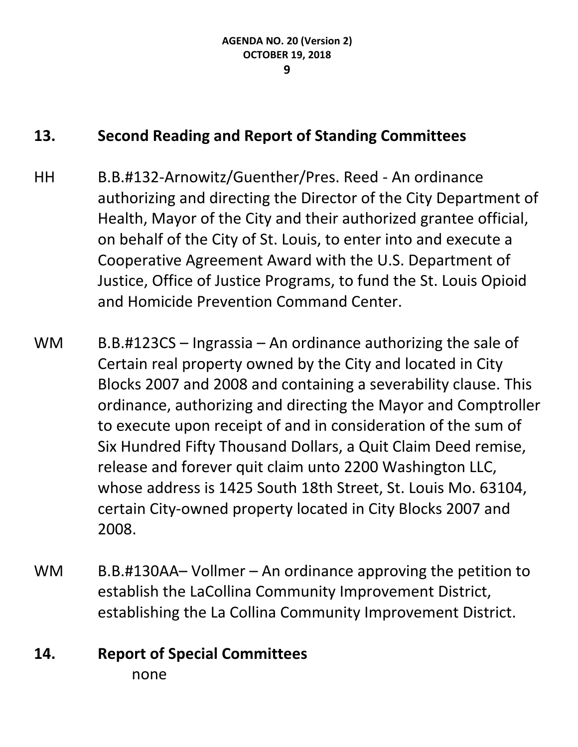## 13. Second Reading and Report of Standing Committees

HH B.B.#132-Arnowitz/Guenther/Pres. Reed - An ordinance authorizing and directing the Director of the City Department of Health, Mayor of the City and their authorized grantee official, on behalf of the City of St. Louis, to enter into and execute a Cooperative Agreement Award with the U.S. Department of Justice, Office of Justice Programs, to fund the St. Louis Opioid and Homicide Prevention Command Center.

WM B.B.#123CS – Ingrassia – An ordinance authorizing the sale of Certain real property owned by the City and located in City Blocks 2007 and 2008 and containing a severability clause. This ordinance, authorizing and directing the Mayor and Comptroller to execute upon receipt of and in consideration of the sum of Six Hundred Fifty Thousand Dollars, a Quit Claim Deed remise, release and forever quit claim unto 2200 Washington LLC, whose address is 1425 South 18th Street, St. Louis Mo. 63104, certain City-owned property located in City Blocks 2007 and 2008.

WM B.B.#130AA– Vollmer – An ordinance approving the petition to establish the LaCollina Community Improvement District, establishing the La Collina Community Improvement District.

## 14. Report of Special Committees

none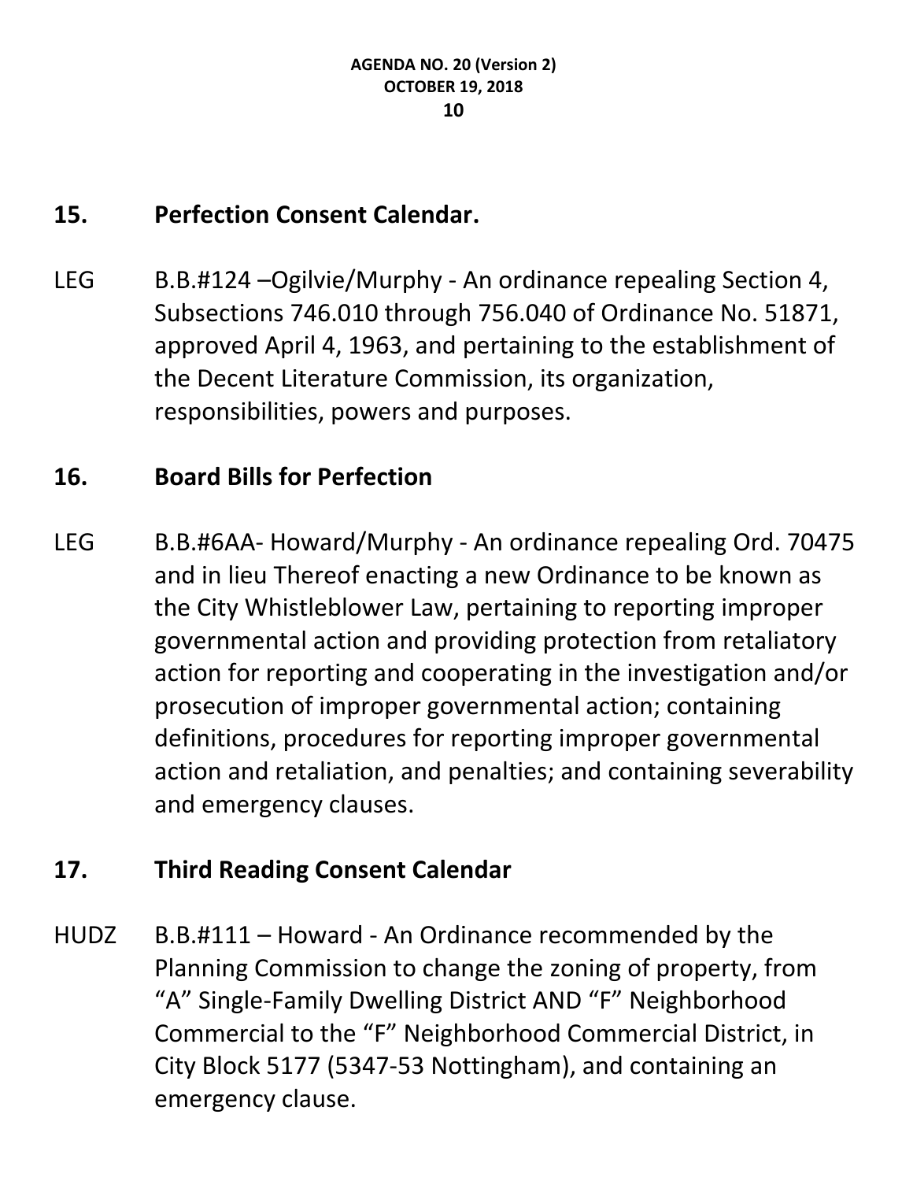## 15. Perfection Consent Calendar.

LEG B.B.#124 –Ogilvie/Murphy - An ordinance repealing Section 4, Subsections 746.010 through 756.040 of Ordinance No. 51871, approved April 4, 1963, and pertaining to the establishment of the Decent Literature Commission, its organization, responsibilities, powers and purposes.

## 16. Board Bills for Perfection

LEG B.B.#6AA- Howard/Murphy - An ordinance repealing Ord. 70475 and in lieu Thereof enacting a new Ordinance to be known as the City Whistleblower Law, pertaining to reporting improper governmental action and providing protection from retaliatory action for reporting and cooperating in the investigation and/or prosecution of improper governmental action; containing definitions, procedures for reporting improper governmental action and retaliation, and penalties; and containing severability and emergency clauses.

## 17. Third Reading Consent Calendar

HUDZ B.B.#111 – Howard - An Ordinance recommended by the Planning Commission to change the zoning of property, from "A" Single-Family Dwelling District AND "F" Neighborhood Commercial to the "F" Neighborhood Commercial District, in City Block 5177 (5347-53 Nottingham), and containing an emergency clause.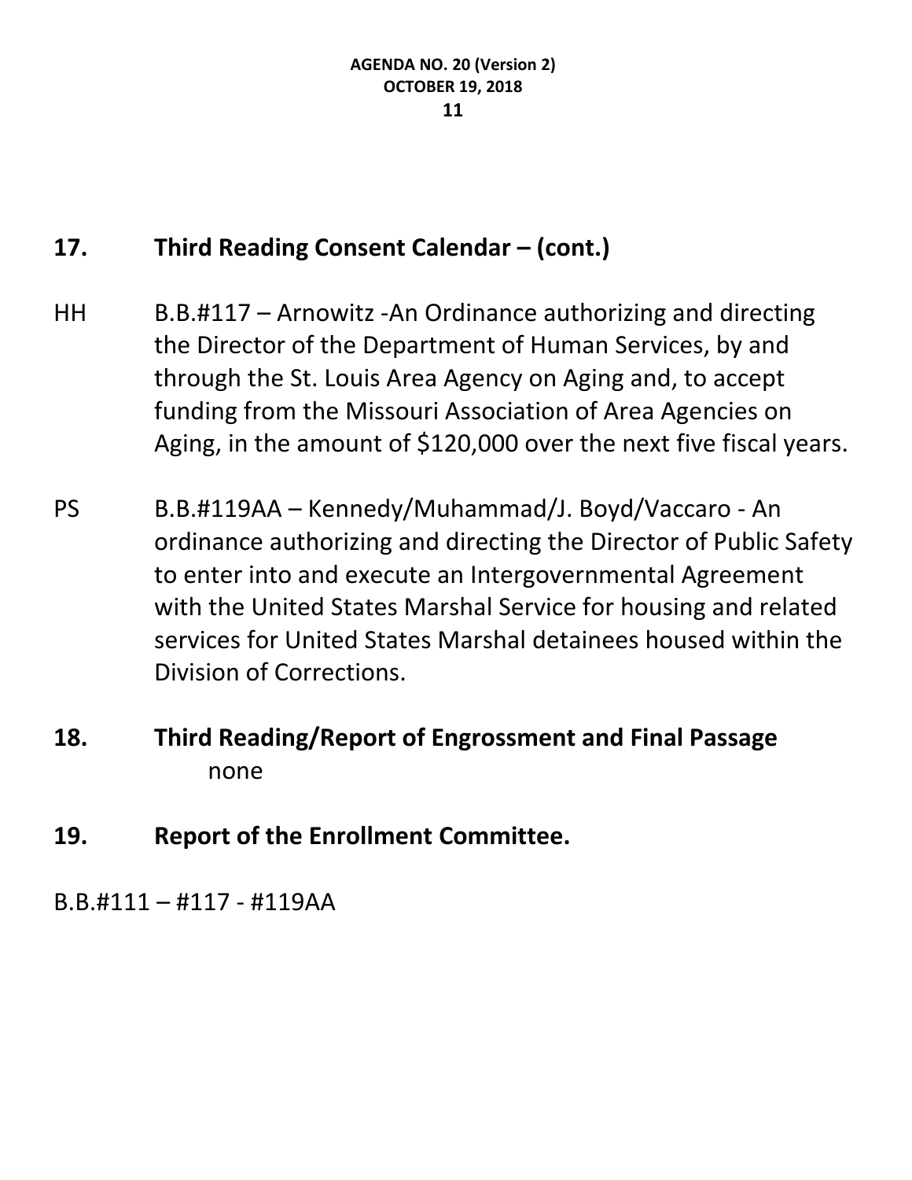## 17. Third Reading Consent Calendar – (cont.)

HH B.B.#117 – Arnowitz -An Ordinance authorizing and directing the Director of the Department of Human Services, by and through the St. Louis Area Agency on Aging and, to accept funding from the Missouri Association of Area Agencies on Aging, in the amount of $120,000 over the next five fiscal years.

PS B.B.#119AA – Kennedy/Muhammad/J. Boyd/Vaccaro - An ordinance authorizing and directing the Director of Public Safety to enter into and execute an Intergovernmental Agreement with the United States Marshal Service for housing and related services for United States Marshal detainees housed within the Division of Corrections.

## 18. Third Reading/Report of Engrossment and Final Passage

none

## 19. Report of the Enrollment Committee.

B.B.#111 – #117 - #119AA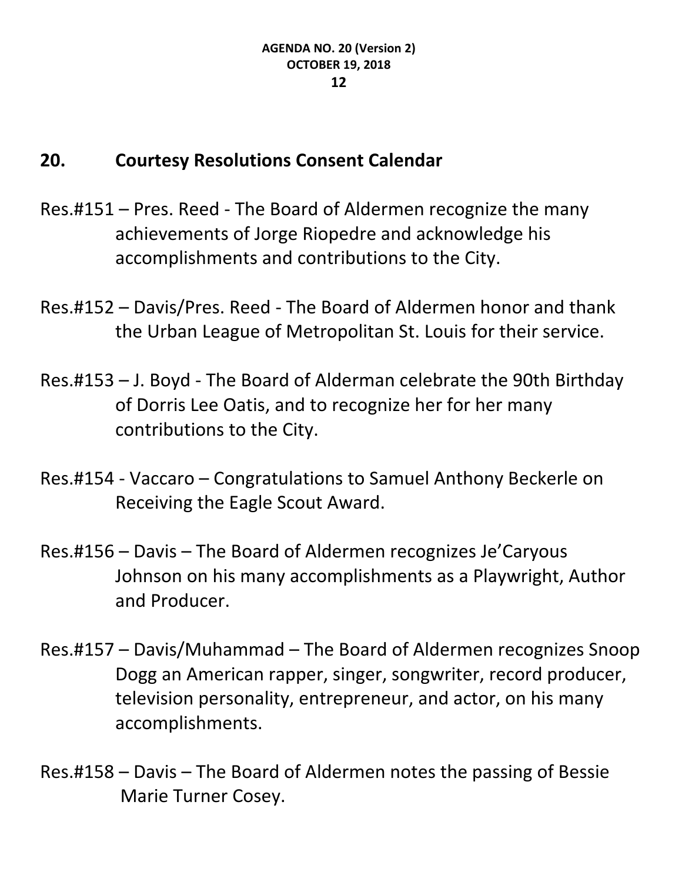## 20. Courtesy Resolutions Consent Calendar

Res.#151 – Pres. Reed - The Board of Aldermen recognize the many achievements of Jorge Riopedre and acknowledge his accomplishments and contributions to the City.

Res.#152 – Davis/Pres. Reed - The Board of Aldermen honor and thank the Urban League of Metropolitan St. Louis for their service.

Res.#153 – J. Boyd - The Board of Alderman celebrate the 90th Birthday of Dorris Lee Oatis, and to recognize her for her many contributions to the City.

Res.#154 - Vaccaro – Congratulations to Samuel Anthony Beckerle on Receiving the Eagle Scout Award.

Res.#156 – Davis – The Board of Aldermen recognizes Je'Caryous Johnson on his many accomplishments as a Playwright, Author and Producer.

Res.#157 – Davis/Muhammad – The Board of Aldermen recognizes Snoop Dogg an American rapper, singer, songwriter, record producer, television personality, entrepreneur, and actor, on his many accomplishments.

Res.#158 – Davis – The Board of Aldermen notes the passing of Bessie Marie Turner Cosey.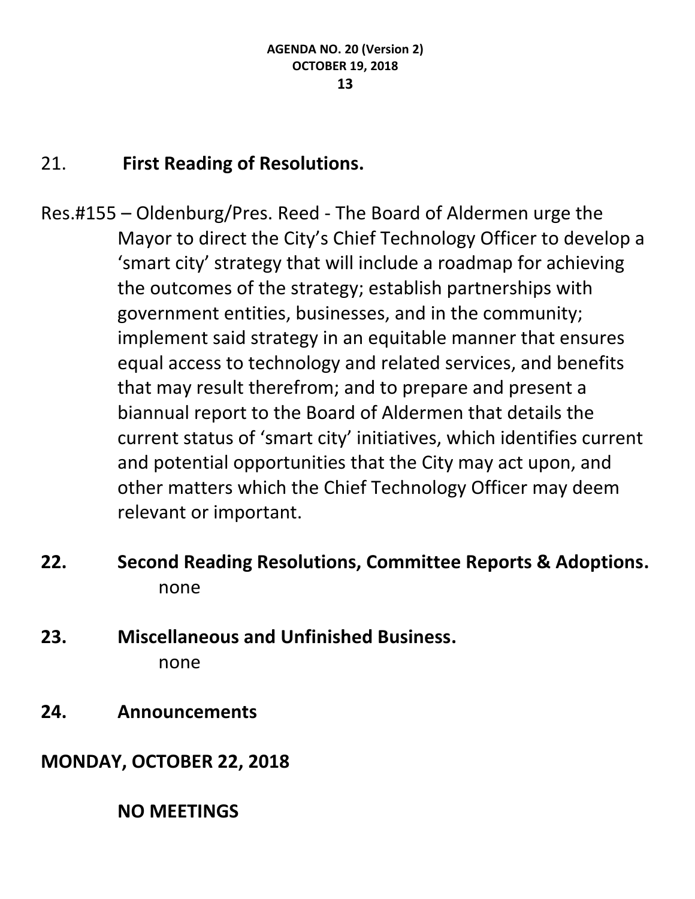## 21. **First Reading of Resolutions.**

Res.#155 – Oldenburg/Pres. Reed - The Board of Aldermen urge the Mayor to direct the City's Chief Technology Officer to develop a 'smart city' strategy that will include a roadmap for achieving the outcomes of the strategy; establish partnerships with government entities, businesses, and in the community; implement said strategy in an equitable manner that ensures equal access to technology and related services, and benefits that may result therefrom; and to prepare and present a biannual report to the Board of Aldermen that details the current status of 'smart city' initiatives, which identifies current and potential opportunities that the City may act upon, and other matters which the Chief Technology Officer may deem relevant or important.

## 22. Second Reading Resolutions, Committee Reports & Adoptions.

none

## 23. Miscellaneous and Unfinished Business.

none

## 24. Announcements

**MONDAY, OCTOBER 22, 2018**

**NO MEETINGS**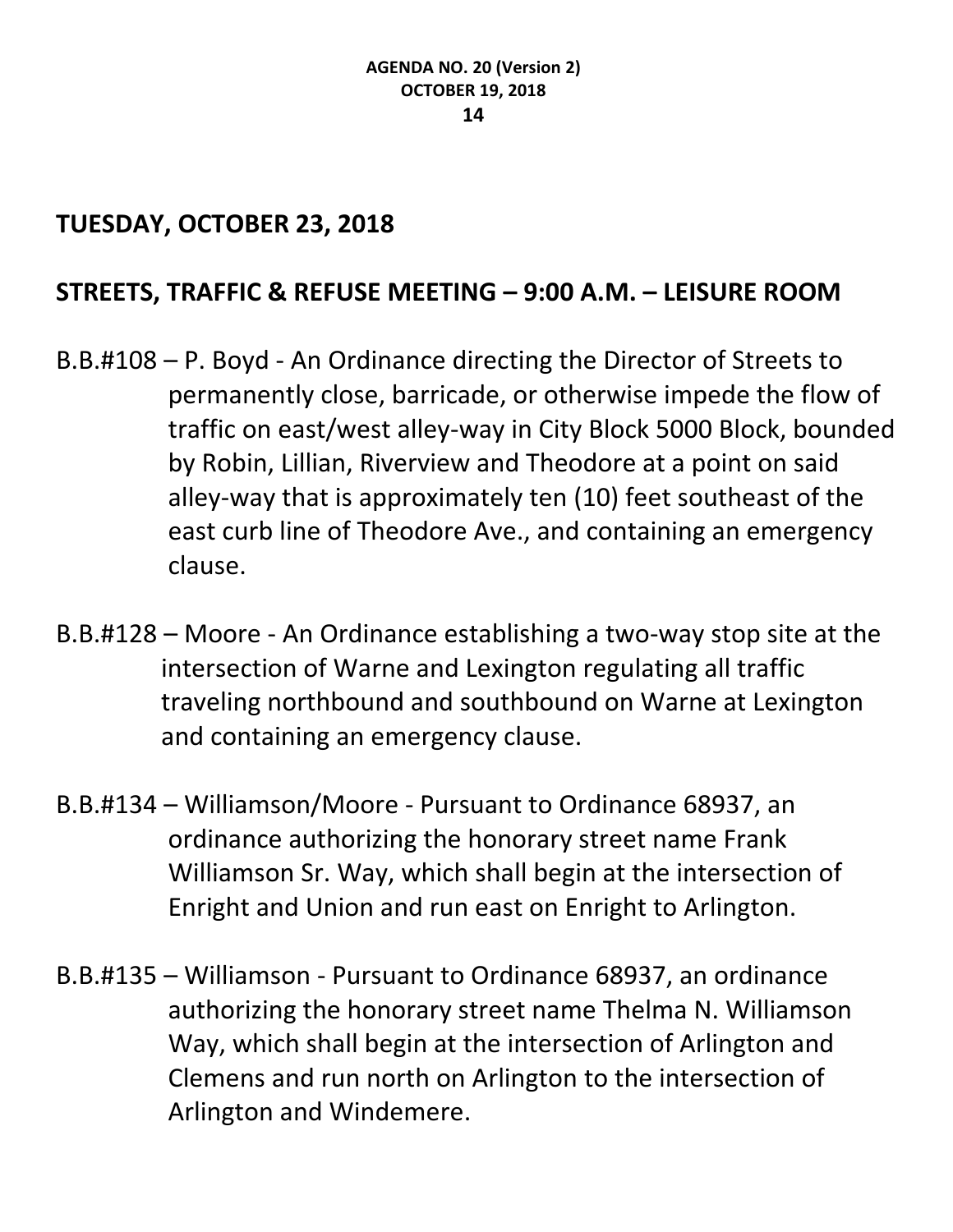## TUESDAY, OCTOBER 23, 2018

## STREETS, TRAFFIC & REFUSE MEETING – 9:00 A.M. – LEISURE ROOM

B.B.#108 – P. Boyd - An Ordinance directing the Director of Streets to permanently close, barricade, or otherwise impede the flow of traffic on east/west alley-way in City Block 5000 Block, bounded by Robin, Lillian, Riverview and Theodore at a point on said alley-way that is approximately ten (10) feet southeast of the east curb line of Theodore Ave., and containing an emergency clause.

B.B.#128 – Moore - An Ordinance establishing a two-way stop site at the intersection of Warne and Lexington regulating all traffic traveling northbound and southbound on Warne at Lexington and containing an emergency clause.

B.B.#134 – Williamson/Moore - Pursuant to Ordinance 68937, an ordinance authorizing the honorary street name Frank Williamson Sr. Way, which shall begin at the intersection of Enright and Union and run east on Enright to Arlington.

B.B.#135 – Williamson - Pursuant to Ordinance 68937, an ordinance authorizing the honorary street name Thelma N. Williamson Way, which shall begin at the intersection of Arlington and Clemens and run north on Arlington to the intersection of Arlington and Windemere.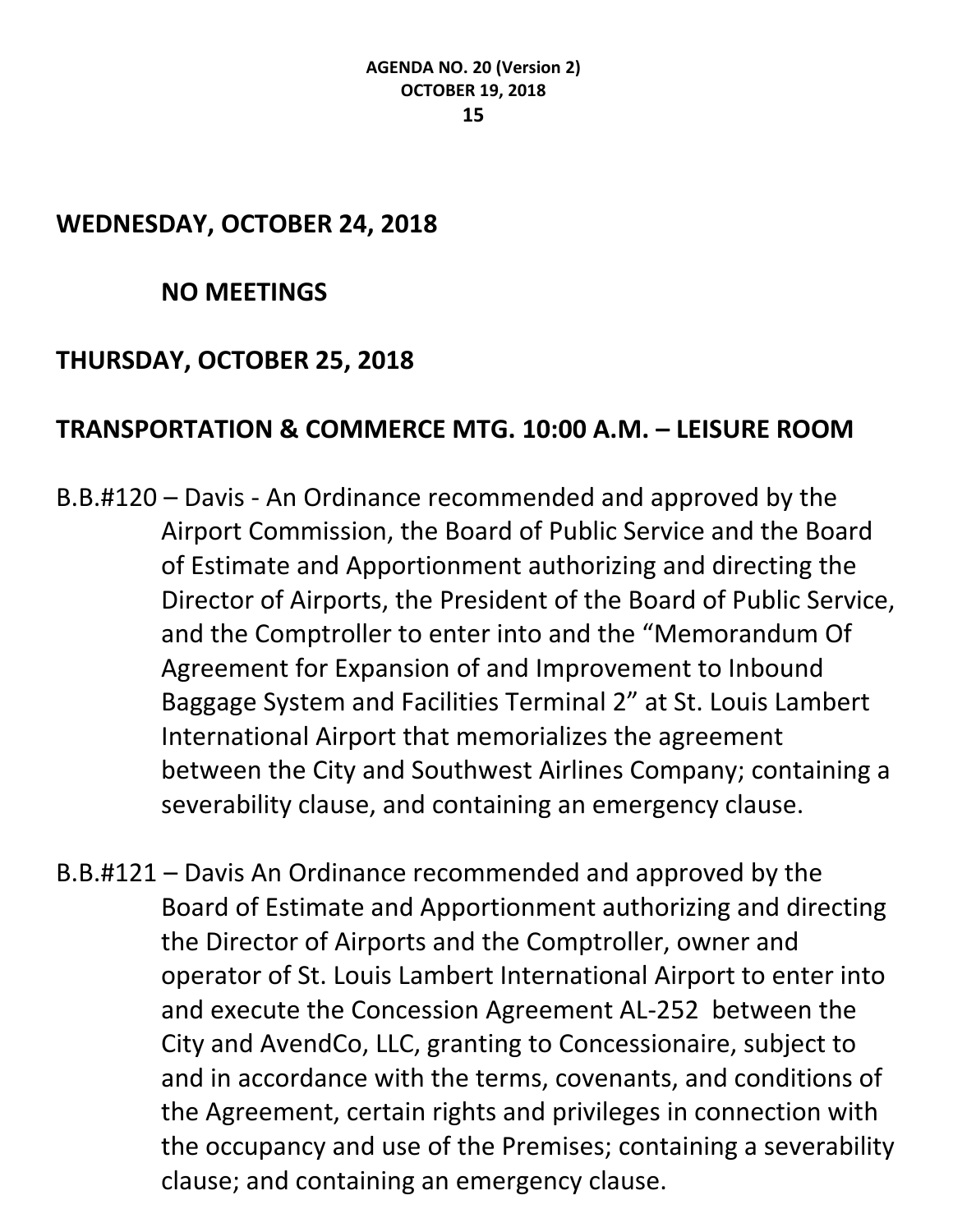## WEDNESDAY, OCTOBER 24, 2018

**NO MEETINGS**

## THURSDAY, OCTOBER 25, 2018

### TRANSPORTATION & COMMERCE MTG. 10:00 A.M. – LEISURE ROOM

B.B.#120 – Davis - An Ordinance recommended and approved by the Airport Commission, the Board of Public Service and the Board of Estimate and Apportionment authorizing and directing the Director of Airports, the President of the Board of Public Service, and the Comptroller to enter into and the "Memorandum Of Agreement for Expansion of and Improvement to Inbound Baggage System and Facilities Terminal 2" at St. Louis Lambert International Airport that memorializes the agreement between the City and Southwest Airlines Company; containing a severability clause, and containing an emergency clause.

B.B.#121 – Davis An Ordinance recommended and approved by the Board of Estimate and Apportionment authorizing and directing the Director of Airports and the Comptroller, owner and operator of St. Louis Lambert International Airport to enter into and execute the Concession Agreement AL-252 between the City and AvendCo, LLC, granting to Concessionaire, subject to and in accordance with the terms, covenants, and conditions of the Agreement, certain rights and privileges in connection with the occupancy and use of the Premises; containing a severability clause; and containing an emergency clause.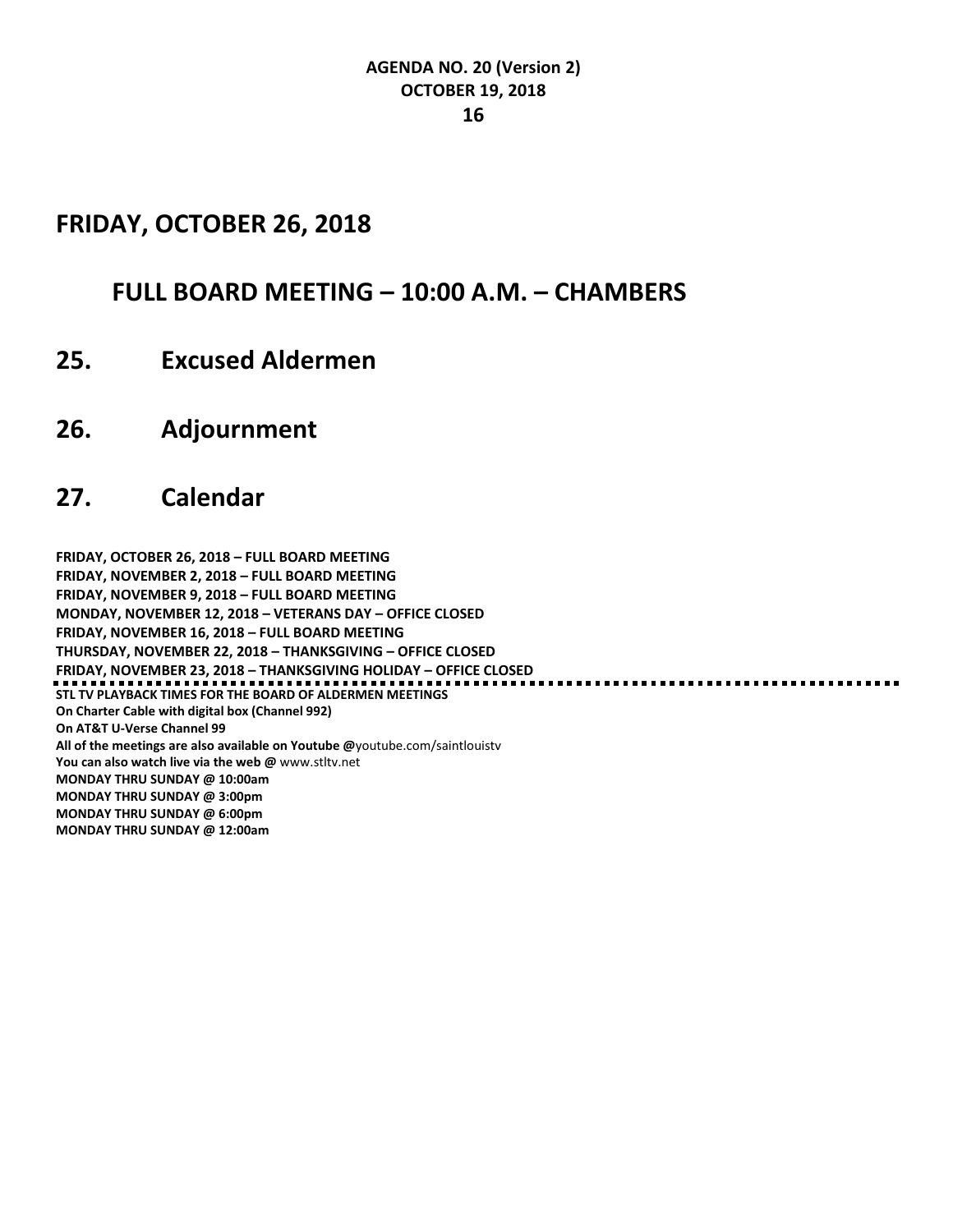# FRIDAY, OCTOBER 26, 2018

## FULL BOARD MEETING – 10:00 A.M. – CHAMBERS

## 25. Excused Aldermen

## 26. Adjournment

## 27. Calendar

**FRIDAY, OCTOBER 26, 2018 – FULL BOARD MEETING**
**FRIDAY, NOVEMBER 2, 2018 – FULL BOARD MEETING**
**FRIDAY, NOVEMBER 9, 2018 – FULL BOARD MEETING**
**MONDAY, NOVEMBER 12, 2018 – VETERANS DAY – OFFICE CLOSED**
**FRIDAY, NOVEMBER 16, 2018 – FULL BOARD MEETING**
**THURSDAY, NOVEMBER 22, 2018 – THANKSGIVING – OFFICE CLOSED**
**FRIDAY, NOVEMBER 23, 2018 – THANKSGIVING HOLIDAY – OFFICE CLOSED**

---

**STL TV PLAYBACK TIMES FOR THE BOARD OF ALDERMEN MEETINGS**
**On Charter Cable with digital box (Channel 992)**
**On AT&T U-Verse Channel 99**
**All of the meetings are also available on Youtube @**youtube.com/saintlouistv
**You can also watch live via the web @** www.stltv.net
**MONDAY THRU SUNDAY @ 10:00am**
**MONDAY THRU SUNDAY @ 3:00pm**
**MONDAY THRU SUNDAY @ 6:00pm**
**MONDAY THRU SUNDAY @ 12:00am**